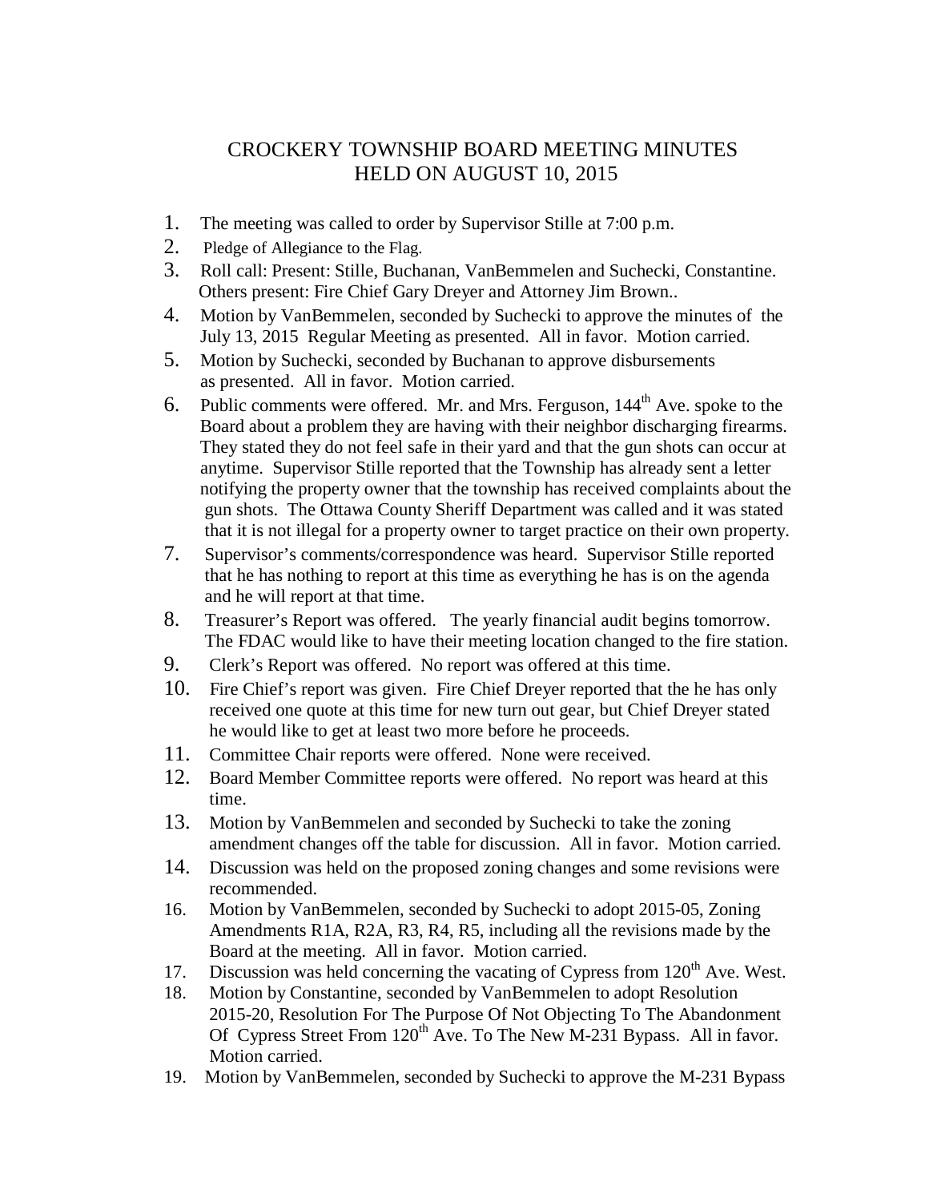# CROCKERY TOWNSHIP BOARD MEETING MINUTES
# HELD ON AUGUST 10, 2015

1. The meeting was called to order by Supervisor Stille at 7:00 p.m.
2. Pledge of Allegiance to the Flag.
3. Roll call: Present: Stille, Buchanan, VanBemmelen and Suchecki, Constantine. Others present: Fire Chief Gary Dreyer and Attorney Jim Brown..
4. Motion by VanBemmelen, seconded by Suchecki to approve the minutes of the July 13, 2015 Regular Meeting as presented. All in favor. Motion carried.
5. Motion by Suchecki, seconded by Buchanan to approve disbursements as presented. All in favor. Motion carried.
6. Public comments were offered. Mr. and Mrs. Ferguson, 144th Ave. spoke to the Board about a problem they are having with their neighbor discharging firearms. They stated they do not feel safe in their yard and that the gun shots can occur at anytime. Supervisor Stille reported that the Township has already sent a letter notifying the property owner that the township has received complaints about the gun shots. The Ottawa County Sheriff Department was called and it was stated that it is not illegal for a property owner to target practice on their own property.
7. Supervisor's comments/correspondence was heard. Supervisor Stille reported that he has nothing to report at this time as everything he has is on the agenda and he will report at that time.
8. Treasurer's Report was offered. The yearly financial audit begins tomorrow. The FDAC would like to have their meeting location changed to the fire station.
9. Clerk's Report was offered. No report was offered at this time.
10. Fire Chief's report was given. Fire Chief Dreyer reported that the he has only received one quote at this time for new turn out gear, but Chief Dreyer stated he would like to get at least two more before he proceeds.
11. Committee Chair reports were offered. None were received.
12. Board Member Committee reports were offered. No report was heard at this time.
13. Motion by VanBemmelen and seconded by Suchecki to take the zoning amendment changes off the table for discussion. All in favor. Motion carried.
14. Discussion was held on the proposed zoning changes and some revisions were recommended.

16. Motion by VanBemmelen, seconded by Suchecki to adopt 2015-05, Zoning Amendments R1A, R2A, R3, R4, R5, including all the revisions made by the Board at the meeting. All in favor. Motion carried.
17. Discussion was held concerning the vacating of Cypress from 120th Ave. West.
18. Motion by Constantine, seconded by VanBemmelen to adopt Resolution 2015-20, Resolution For The Purpose Of Not Objecting To The Abandonment Of Cypress Street From 120th Ave. To The New M-231 Bypass. All in favor. Motion carried.
19. Motion by VanBemmelen, seconded by Suchecki to approve the M-231 Bypass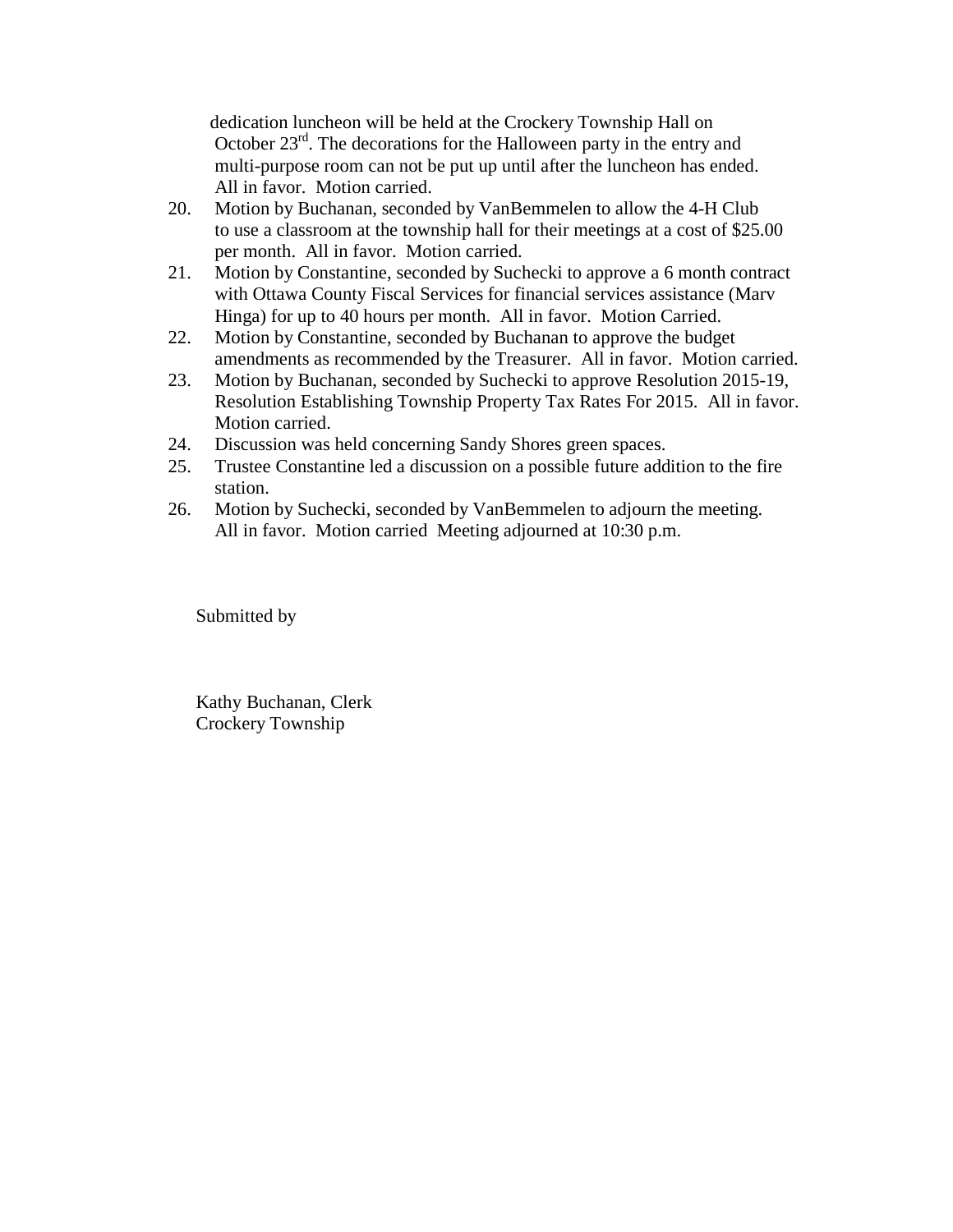dedication luncheon will be held at the Crockery Township Hall on October 23rd. The decorations for the Halloween party in the entry and multi-purpose room can not be put up until after the luncheon has ended. All in favor. Motion carried.

20. Motion by Buchanan, seconded by VanBemmelen to allow the 4-H Club to use a classroom at the township hall for their meetings at a cost of $25.00 per month. All in favor. Motion carried.
21. Motion by Constantine, seconded by Suchecki to approve a 6 month contract with Ottawa County Fiscal Services for financial services assistance (Marv Hinga) for up to 40 hours per month. All in favor. Motion Carried.
22. Motion by Constantine, seconded by Buchanan to approve the budget amendments as recommended by the Treasurer. All in favor. Motion carried.
23. Motion by Buchanan, seconded by Suchecki to approve Resolution 2015-19, Resolution Establishing Township Property Tax Rates For 2015. All in favor. Motion carried.
24. Discussion was held concerning Sandy Shores green spaces.
25. Trustee Constantine led a discussion on a possible future addition to the fire station.
26. Motion by Suchecki, seconded by VanBemmelen to adjourn the meeting. All in favor. Motion carried Meeting adjourned at 10:30 p.m.

Submitted by

Kathy Buchanan, Clerk
Crockery Township